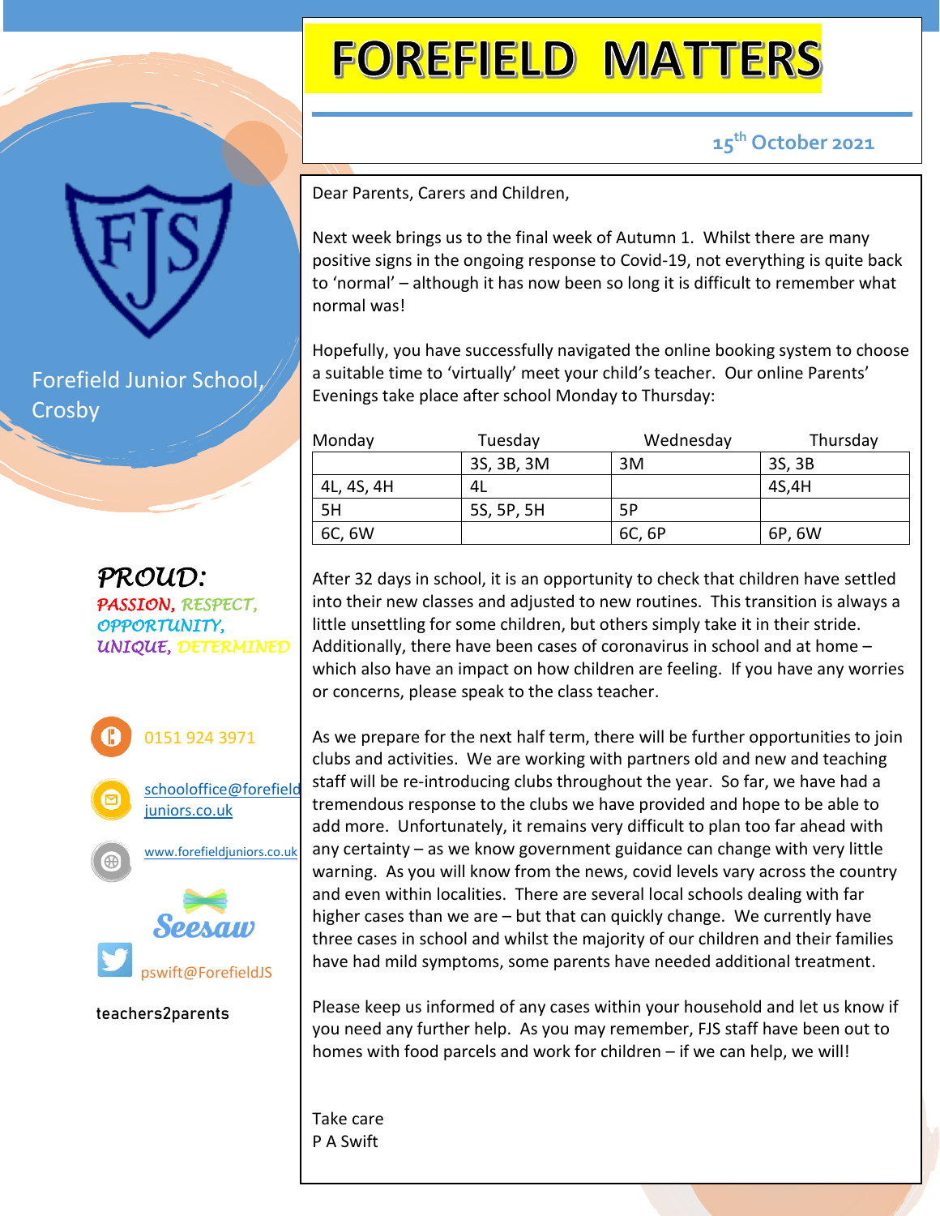# FOREFIELD MATTERS

15th October 2021

Forefield Junior School, Crosby

*PROUD:*
*PASSION, RESPECT, OPPORTUNITY, UNIQUE, DETERMINED*

0151 924 3971

schooloffice@forefieldjuniors.co.uk

www.forefieldjuniors.co.uk

Seesaw

pswift@ForefieldJS

teachers2parents

Dear Parents, Carers and Children,

Next week brings us to the final week of Autumn 1. Whilst there are many positive signs in the ongoing response to Covid-19, not everything is quite back to 'normal' – although it has now been so long it is difficult to remember what normal was!

Hopefully, you have successfully navigated the online booking system to choose a suitable time to 'virtually' meet your child's teacher. Our online Parents' Evenings take place after school Monday to Thursday:

| Monday | Tuesday | Wednesday | Thursday |
|---|---|---|---|
| | 3S, 3B, 3M | 3M | 3S, 3B |
| 4L, 4S, 4H | 4L | | 4S,4H |
| 5H | 5S, 5P, 5H | 5P | |
| 6C, 6W | | 6C, 6P | 6P, 6W |

After 32 days in school, it is an opportunity to check that children have settled into their new classes and adjusted to new routines. This transition is always a little unsettling for some children, but others simply take it in their stride. Additionally, there have been cases of coronavirus in school and at home – which also have an impact on how children are feeling. If you have any worries or concerns, please speak to the class teacher.

As we prepare for the next half term, there will be further opportunities to join clubs and activities. We are working with partners old and new and teaching staff will be re-introducing clubs throughout the year. So far, we have had a tremendous response to the clubs we have provided and hope to be able to add more. Unfortunately, it remains very difficult to plan too far ahead with any certainty – as we know government guidance can change with very little warning. As you will know from the news, covid levels vary across the country and even within localities. There are several local schools dealing with far higher cases than we are – but that can quickly change. We currently have three cases in school and whilst the majority of our children and their families have had mild symptoms, some parents have needed additional treatment.

Please keep us informed of any cases within your household and let us know if you need any further help. As you may remember, FJS staff have been out to homes with food parcels and work for children – if we can help, we will!

Take care
P A Swift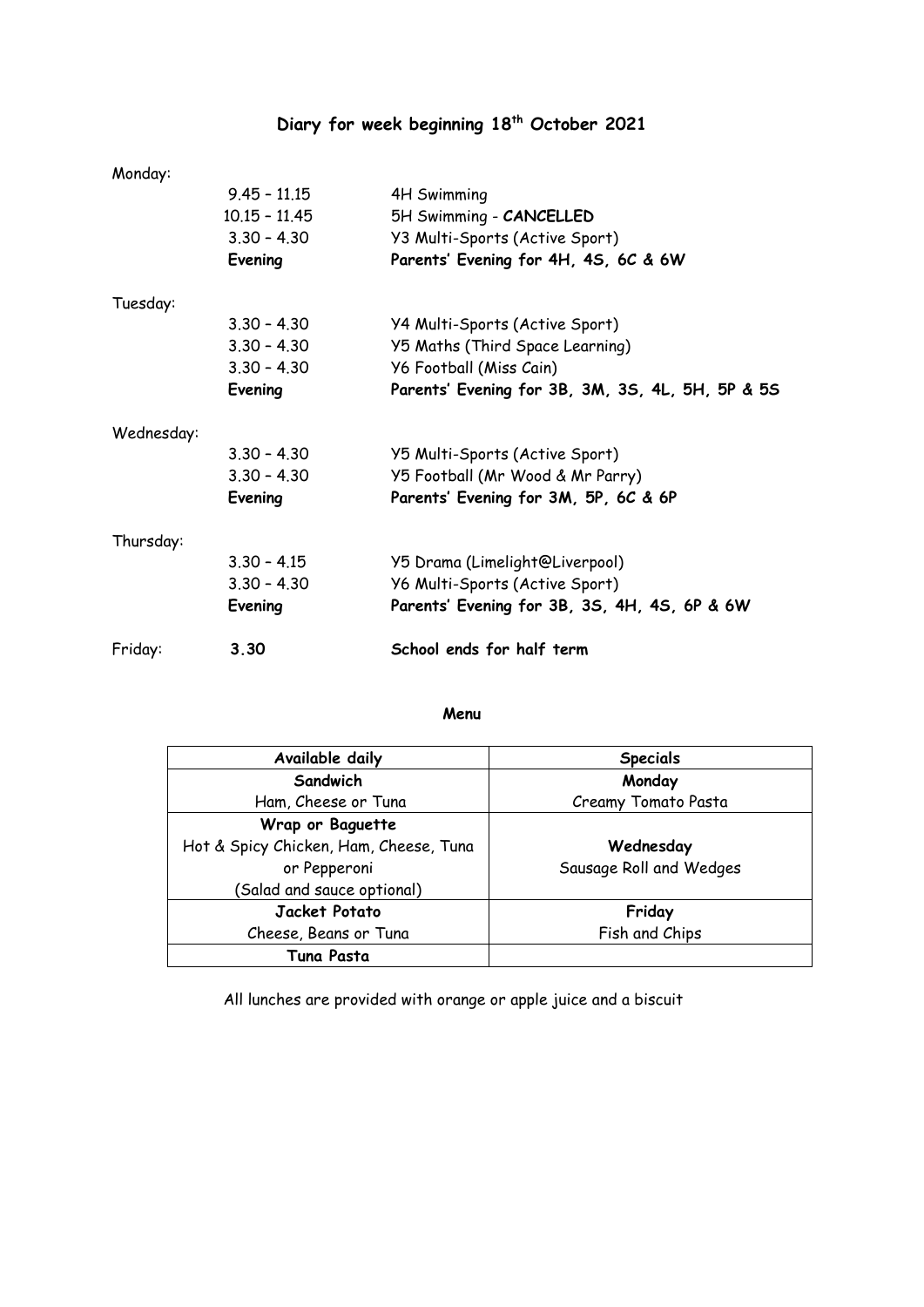# Diary for week beginning 18th October 2021

Monday:

| | | |
|---|---|---|
| | 9.45 – 11.15 | 4H Swimming |
| | 10.15 – 11.45 | 5H Swimming - **CANCELLED** |
| | 3.30 – 4.30 | Y3 Multi-Sports (Active Sport) |
| | **Evening** | **Parents' Evening for 4H, 4S, 6C & 6W** |

Tuesday:

| | | |
|---|---|---|
| | 3.30 – 4.30 | Y4 Multi-Sports (Active Sport) |
| | 3.30 – 4.30 | Y5 Maths (Third Space Learning) |
| | 3.30 – 4.30 | Y6 Football (Miss Cain) |
| | **Evening** | **Parents' Evening for 3B, 3M, 3S, 4L, 5H, 5P & 5S** |

Wednesday:

| | | |
|---|---|---|
| | 3.30 – 4.30 | Y5 Multi-Sports (Active Sport) |
| | 3.30 – 4.30 | Y5 Football (Mr Wood & Mr Parry) |
| | **Evening** | **Parents' Evening for 3M, 5P, 6C & 6P** |

Thursday:

| | | |
|---|---|---|
| | 3.30 – 4.15 | Y5 Drama (Limelight@Liverpool) |
| | 3.30 – 4.30 | Y6 Multi-Sports (Active Sport) |
| | **Evening** | **Parents' Evening for 3B, 3S, 4H, 4S, 6P & 6W** |

Friday: **3.30** **School ends for half term**

**Menu**

| **Available daily** | **Specials** |
|---|---|
| **Sandwich**<br>Ham, Cheese or Tuna | **Monday**<br>Creamy Tomato Pasta |
| **Wrap or Baguette**<br>Hot & Spicy Chicken, Ham, Cheese, Tuna or Pepperoni<br>(Salad and sauce optional) | **Wednesday**<br>Sausage Roll and Wedges |
| **Jacket Potato**<br>Cheese, Beans or Tuna | **Friday**<br>Fish and Chips |
| **Tuna Pasta** | |

All lunches are provided with orange or apple juice and a biscuit